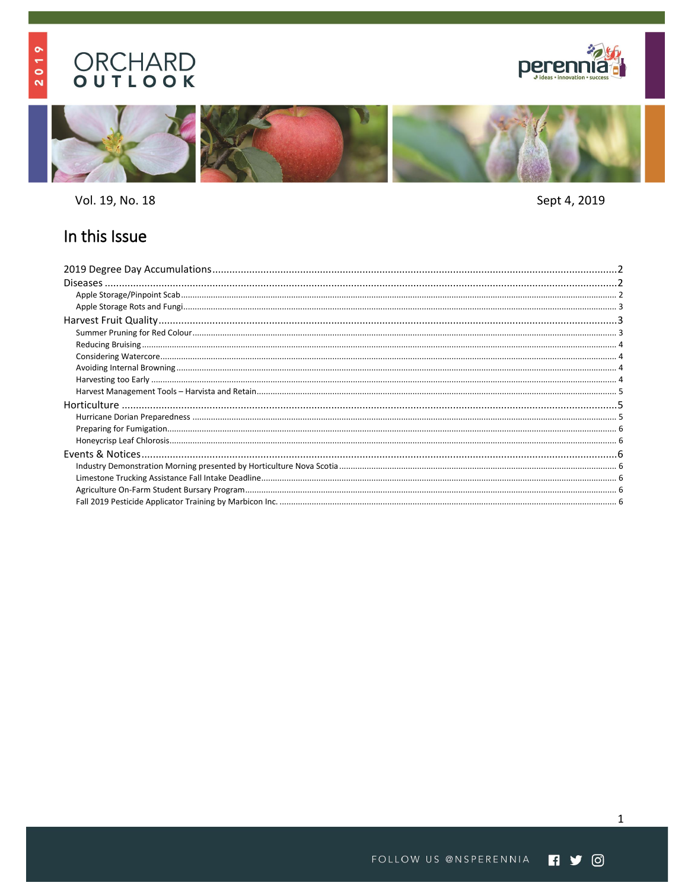# ORCHARD OUTLOOK

2019

Vol. 19, No. 18

Sept 4, 2019

## In this Issue

2019 Degree Day Accumulations ....................................................... 2

Diseases ....................................................... 2

- Apple Storage/Pinpoint Scab ....................................................... 2
- Apple Storage Rots and Fungi ....................................................... 3

Harvest Fruit Quality ....................................................... 3

- Summer Pruning for Red Colour ....................................................... 3
- Reducing Bruising ....................................................... 4
- Considering Watercore ....................................................... 4
- Avoiding Internal Browning ....................................................... 4
- Harvesting too Early ....................................................... 4
- Harvest Management Tools – Harvista and Retain ....................................................... 5

Horticulture ....................................................... 5

- Hurricane Dorian Preparedness ....................................................... 5
- Preparing for Fumigation ....................................................... 6
- Honeycrisp Leaf Chlorosis ....................................................... 6

Events & Notices ....................................................... 6

- Industry Demonstration Morning presented by Horticulture Nova Scotia ....................................................... 6
- Limestone Trucking Assistance Fall Intake Deadline ....................................................... 6
- Agriculture On-Farm Student Bursary Program ....................................................... 6
- Fall 2019 Pesticide Applicator Training by Marbicon Inc. ....................................................... 6

FOLLOW US @NSPERENNIA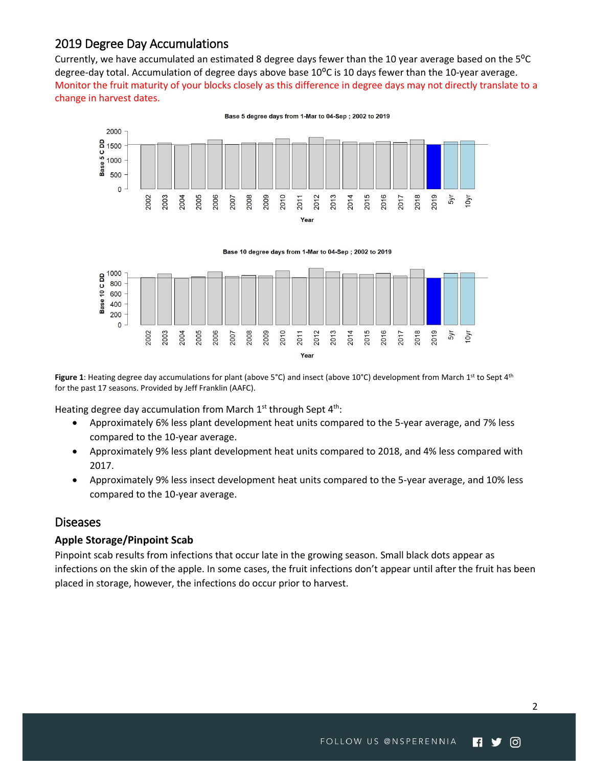## 2019 Degree Day Accumulations

Currently, we have accumulated an estimated 8 degree days fewer than the 10 year average based on the 5°C degree-day total. Accumulation of degree days above base 10°C is 10 days fewer than the 10-year average. Monitor the fruit maturity of your blocks closely as this difference in degree days may not directly translate to a change in harvest dates.

**Figure 1**: Heating degree day accumulations for plant (above 5°C) and insect (above 10°C) development from March 1st to Sept 4th for the past 17 seasons. Provided by Jeff Franklin (AAFC).

Heating degree day accumulation from March 1st through Sept 4th:

- Approximately 6% less plant development heat units compared to the 5-year average, and 7% less compared to the 10-year average.
- Approximately 9% less plant development heat units compared to 2018, and 4% less compared with 2017.
- Approximately 9% less insect development heat units compared to the 5-year average, and 10% less compared to the 10-year average.

## Diseases

### Apple Storage/Pinpoint Scab

Pinpoint scab results from infections that occur late in the growing season. Small black dots appear as infections on the skin of the apple. In some cases, the fruit infections don't appear until after the fruit has been placed in storage, however, the infections do occur prior to harvest.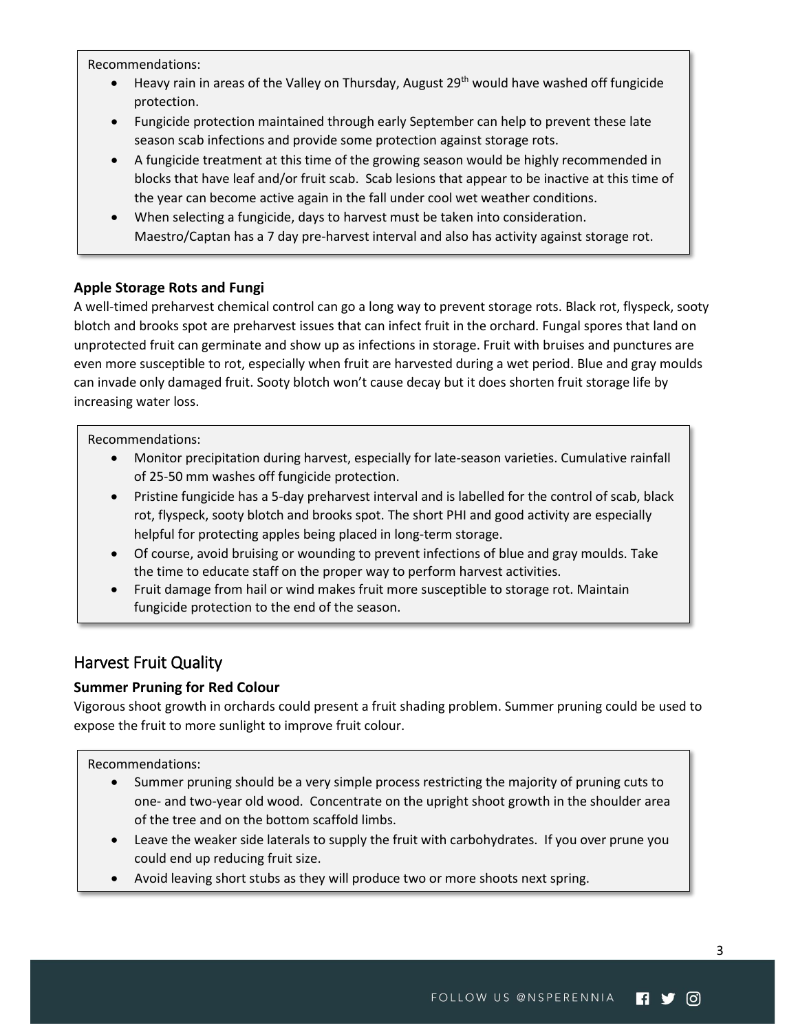Recommendations:

- Heavy rain in areas of the Valley on Thursday, August 29th would have washed off fungicide protection.
- Fungicide protection maintained through early September can help to prevent these late season scab infections and provide some protection against storage rots.
- A fungicide treatment at this time of the growing season would be highly recommended in blocks that have leaf and/or fruit scab. Scab lesions that appear to be inactive at this time of the year can become active again in the fall under cool wet weather conditions.
- When selecting a fungicide, days to harvest must be taken into consideration. Maestro/Captan has a 7 day pre-harvest interval and also has activity against storage rot.

### Apple Storage Rots and Fungi

A well-timed preharvest chemical control can go a long way to prevent storage rots. Black rot, flyspeck, sooty blotch and brooks spot are preharvest issues that can infect fruit in the orchard. Fungal spores that land on unprotected fruit can germinate and show up as infections in storage. Fruit with bruises and punctures are even more susceptible to rot, especially when fruit are harvested during a wet period. Blue and gray moulds can invade only damaged fruit. Sooty blotch won't cause decay but it does shorten fruit storage life by increasing water loss.

Recommendations:

- Monitor precipitation during harvest, especially for late-season varieties. Cumulative rainfall of 25-50 mm washes off fungicide protection.
- Pristine fungicide has a 5-day preharvest interval and is labelled for the control of scab, black rot, flyspeck, sooty blotch and brooks spot. The short PHI and good activity are especially helpful for protecting apples being placed in long-term storage.
- Of course, avoid bruising or wounding to prevent infections of blue and gray moulds. Take the time to educate staff on the proper way to perform harvest activities.
- Fruit damage from hail or wind makes fruit more susceptible to storage rot. Maintain fungicide protection to the end of the season.

## Harvest Fruit Quality

### Summer Pruning for Red Colour

Vigorous shoot growth in orchards could present a fruit shading problem. Summer pruning could be used to expose the fruit to more sunlight to improve fruit colour.

Recommendations:

- Summer pruning should be a very simple process restricting the majority of pruning cuts to one- and two-year old wood. Concentrate on the upright shoot growth in the shoulder area of the tree and on the bottom scaffold limbs.
- Leave the weaker side laterals to supply the fruit with carbohydrates. If you over prune you could end up reducing fruit size.
- Avoid leaving short stubs as they will produce two or more shoots next spring.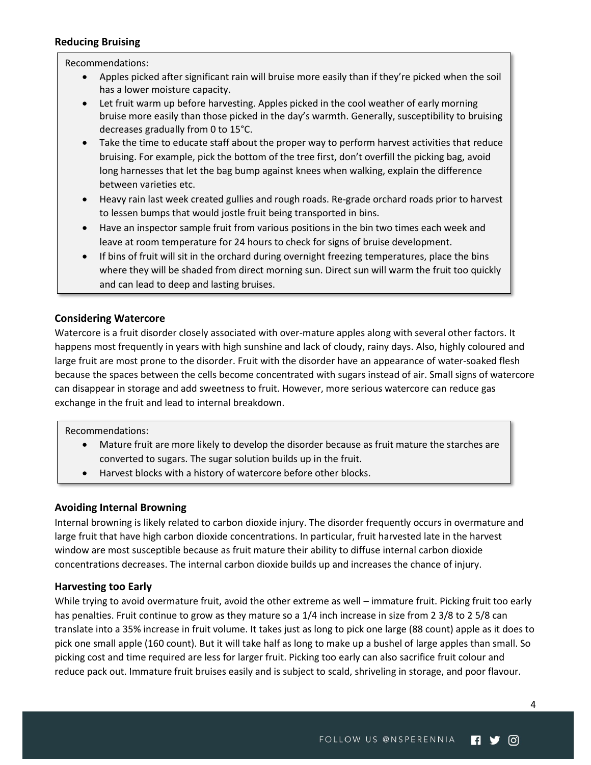### Reducing Bruising

Recommendations:

- Apples picked after significant rain will bruise more easily than if they're picked when the soil has a lower moisture capacity.
- Let fruit warm up before harvesting. Apples picked in the cool weather of early morning bruise more easily than those picked in the day's warmth. Generally, susceptibility to bruising decreases gradually from 0 to 15°C.
- Take the time to educate staff about the proper way to perform harvest activities that reduce bruising. For example, pick the bottom of the tree first, don't overfill the picking bag, avoid long harnesses that let the bag bump against knees when walking, explain the difference between varieties etc.
- Heavy rain last week created gullies and rough roads. Re-grade orchard roads prior to harvest to lessen bumps that would jostle fruit being transported in bins.
- Have an inspector sample fruit from various positions in the bin two times each week and leave at room temperature for 24 hours to check for signs of bruise development.
- If bins of fruit will sit in the orchard during overnight freezing temperatures, place the bins where they will be shaded from direct morning sun. Direct sun will warm the fruit too quickly and can lead to deep and lasting bruises.

### Considering Watercore

Watercore is a fruit disorder closely associated with over-mature apples along with several other factors. It happens most frequently in years with high sunshine and lack of cloudy, rainy days. Also, highly coloured and large fruit are most prone to the disorder. Fruit with the disorder have an appearance of water-soaked flesh because the spaces between the cells become concentrated with sugars instead of air. Small signs of watercore can disappear in storage and add sweetness to fruit. However, more serious watercore can reduce gas exchange in the fruit and lead to internal breakdown.

Recommendations:

- Mature fruit are more likely to develop the disorder because as fruit mature the starches are converted to sugars. The sugar solution builds up in the fruit.
- Harvest blocks with a history of watercore before other blocks.

### Avoiding Internal Browning

Internal browning is likely related to carbon dioxide injury. The disorder frequently occurs in overmature and large fruit that have high carbon dioxide concentrations. In particular, fruit harvested late in the harvest window are most susceptible because as fruit mature their ability to diffuse internal carbon dioxide concentrations decreases. The internal carbon dioxide builds up and increases the chance of injury.

### Harvesting too Early

While trying to avoid overmature fruit, avoid the other extreme as well – immature fruit. Picking fruit too early has penalties. Fruit continue to grow as they mature so a 1/4 inch increase in size from 2 3/8 to 2 5/8 can translate into a 35% increase in fruit volume. It takes just as long to pick one large (88 count) apple as it does to pick one small apple (160 count). But it will take half as long to make up a bushel of large apples than small. So picking cost and time required are less for larger fruit. Picking too early can also sacrifice fruit colour and reduce pack out. Immature fruit bruises easily and is subject to scald, shriveling in storage, and poor flavour.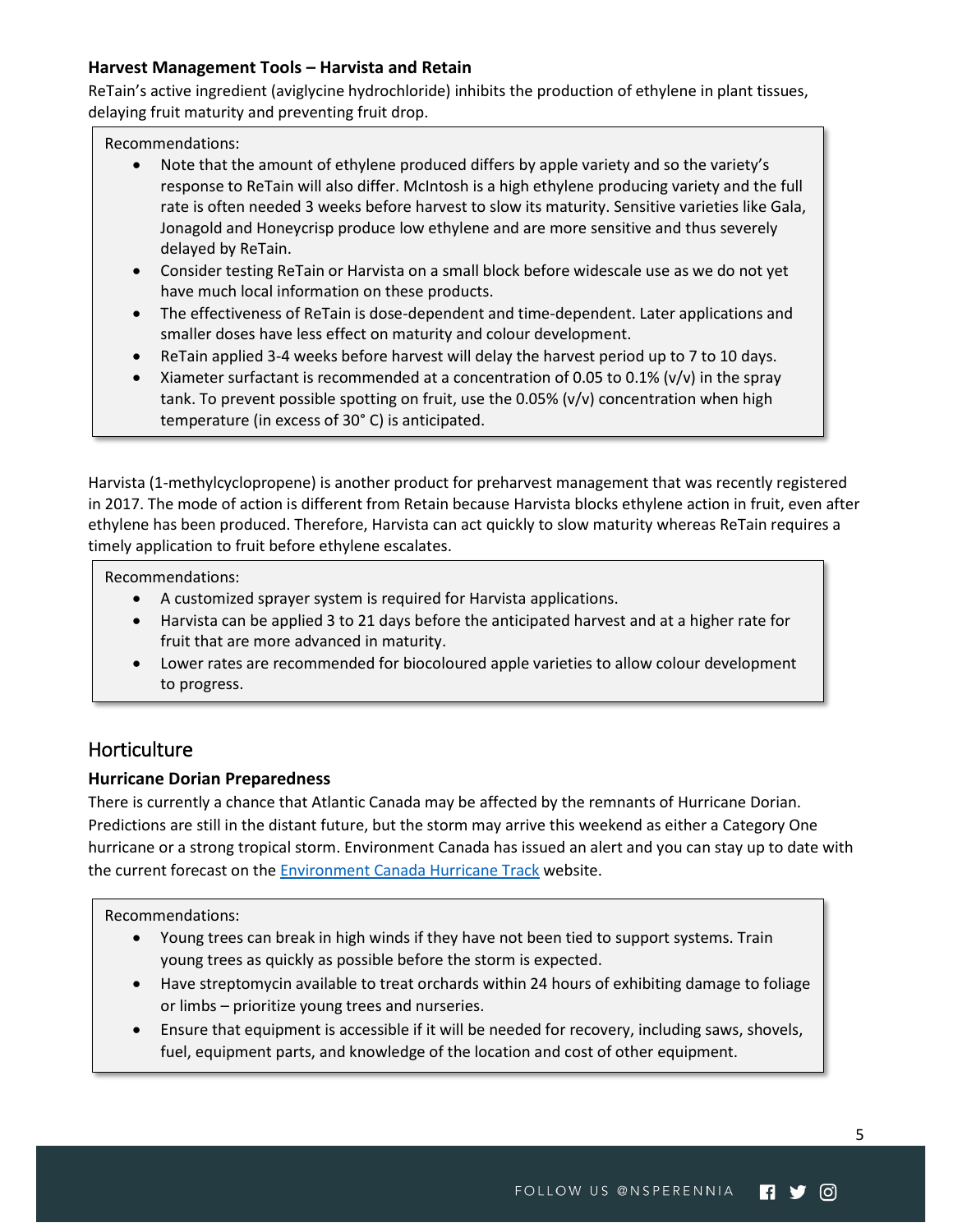### Harvest Management Tools – Harvista and Retain

ReTain's active ingredient (aviglycine hydrochloride) inhibits the production of ethylene in plant tissues, delaying fruit maturity and preventing fruit drop.

Recommendations:

- Note that the amount of ethylene produced differs by apple variety and so the variety's response to ReTain will also differ. McIntosh is a high ethylene producing variety and the full rate is often needed 3 weeks before harvest to slow its maturity. Sensitive varieties like Gala, Jonagold and Honeycrisp produce low ethylene and are more sensitive and thus severely delayed by ReTain.
- Consider testing ReTain or Harvista on a small block before widescale use as we do not yet have much local information on these products.
- The effectiveness of ReTain is dose-dependent and time-dependent. Later applications and smaller doses have less effect on maturity and colour development.
- ReTain applied 3-4 weeks before harvest will delay the harvest period up to 7 to 10 days.
- Xiameter surfactant is recommended at a concentration of 0.05 to 0.1% (v/v) in the spray tank. To prevent possible spotting on fruit, use the 0.05% (v/v) concentration when high temperature (in excess of 30° C) is anticipated.

Harvista (1-methylcyclopropene) is another product for preharvest management that was recently registered in 2017. The mode of action is different from Retain because Harvista blocks ethylene action in fruit, even after ethylene has been produced. Therefore, Harvista can act quickly to slow maturity whereas ReTain requires a timely application to fruit before ethylene escalates.

Recommendations:

- A customized sprayer system is required for Harvista applications.
- Harvista can be applied 3 to 21 days before the anticipated harvest and at a higher rate for fruit that are more advanced in maturity.
- Lower rates are recommended for biocoloured apple varieties to allow colour development to progress.

## Horticulture

### Hurricane Dorian Preparedness

There is currently a chance that Atlantic Canada may be affected by the remnants of Hurricane Dorian. Predictions are still in the distant future, but the storm may arrive this weekend as either a Category One hurricane or a strong tropical storm. Environment Canada has issued an alert and you can stay up to date with the current forecast on the [Environment Canada Hurricane Track](#) website.

Recommendations:

- Young trees can break in high winds if they have not been tied to support systems. Train young trees as quickly as possible before the storm is expected.
- Have streptomycin available to treat orchards within 24 hours of exhibiting damage to foliage or limbs – prioritize young trees and nurseries.
- Ensure that equipment is accessible if it will be needed for recovery, including saws, shovels, fuel, equipment parts, and knowledge of the location and cost of other equipment.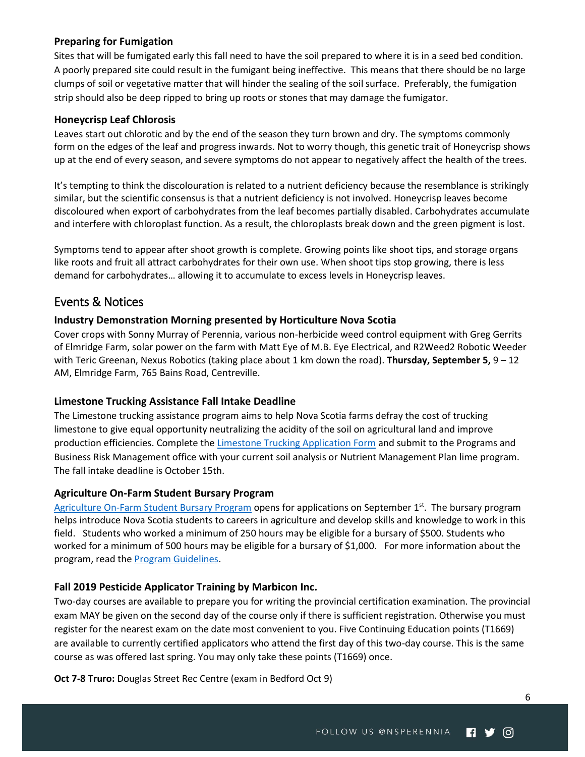### Preparing for Fumigation

Sites that will be fumigated early this fall need to have the soil prepared to where it is in a seed bed condition. A poorly prepared site could result in the fumigant being ineffective. This means that there should be no large clumps of soil or vegetative matter that will hinder the sealing of the soil surface. Preferably, the fumigation strip should also be deep ripped to bring up roots or stones that may damage the fumigator.

### Honeycrisp Leaf Chlorosis

Leaves start out chlorotic and by the end of the season they turn brown and dry. The symptoms commonly form on the edges of the leaf and progress inwards. Not to worry though, this genetic trait of Honeycrisp shows up at the end of every season, and severe symptoms do not appear to negatively affect the health of the trees.

It's tempting to think the discolouration is related to a nutrient deficiency because the resemblance is strikingly similar, but the scientific consensus is that a nutrient deficiency is not involved. Honeycrisp leaves become discoloured when export of carbohydrates from the leaf becomes partially disabled. Carbohydrates accumulate and interfere with chloroplast function. As a result, the chloroplasts break down and the green pigment is lost.

Symptoms tend to appear after shoot growth is complete. Growing points like shoot tips, and storage organs like roots and fruit all attract carbohydrates for their own use. When shoot tips stop growing, there is less demand for carbohydrates… allowing it to accumulate to excess levels in Honeycrisp leaves.

## Events & Notices

### Industry Demonstration Morning presented by Horticulture Nova Scotia

Cover crops with Sonny Murray of Perennia, various non-herbicide weed control equipment with Greg Gerrits of Elmridge Farm, solar power on the farm with Matt Eye of M.B. Eye Electrical, and R2Weed2 Robotic Weeder with Teric Greenan, Nexus Robotics (taking place about 1 km down the road). **Thursday, September 5,** 9 – 12 AM, Elmridge Farm, 765 Bains Road, Centreville.

### Limestone Trucking Assistance Fall Intake Deadline

The Limestone trucking assistance program aims to help Nova Scotia farms defray the cost of trucking limestone to give equal opportunity neutralizing the acidity of the soil on agricultural land and improve production efficiencies. Complete the Limestone Trucking Application Form and submit to the Programs and Business Risk Management office with your current soil analysis or Nutrient Management Plan lime program. The fall intake deadline is October 15th.

### Agriculture On-Farm Student Bursary Program

Agriculture On-Farm Student Bursary Program opens for applications on September 1st. The bursary program helps introduce Nova Scotia students to careers in agriculture and develop skills and knowledge to work in this field. Students who worked a minimum of 250 hours may be eligible for a bursary of $500. Students who worked for a minimum of 500 hours may be eligible for a bursary of $1,000. For more information about the program, read the Program Guidelines.

### Fall 2019 Pesticide Applicator Training by Marbicon Inc.

Two-day courses are available to prepare you for writing the provincial certification examination. The provincial exam MAY be given on the second day of the course only if there is sufficient registration. Otherwise you must register for the nearest exam on the date most convenient to you. Five Continuing Education points (T1669) are available to currently certified applicators who attend the first day of this two-day course. This is the same course as was offered last spring. You may only take these points (T1669) once.

**Oct 7-8 Truro:** Douglas Street Rec Centre (exam in Bedford Oct 9)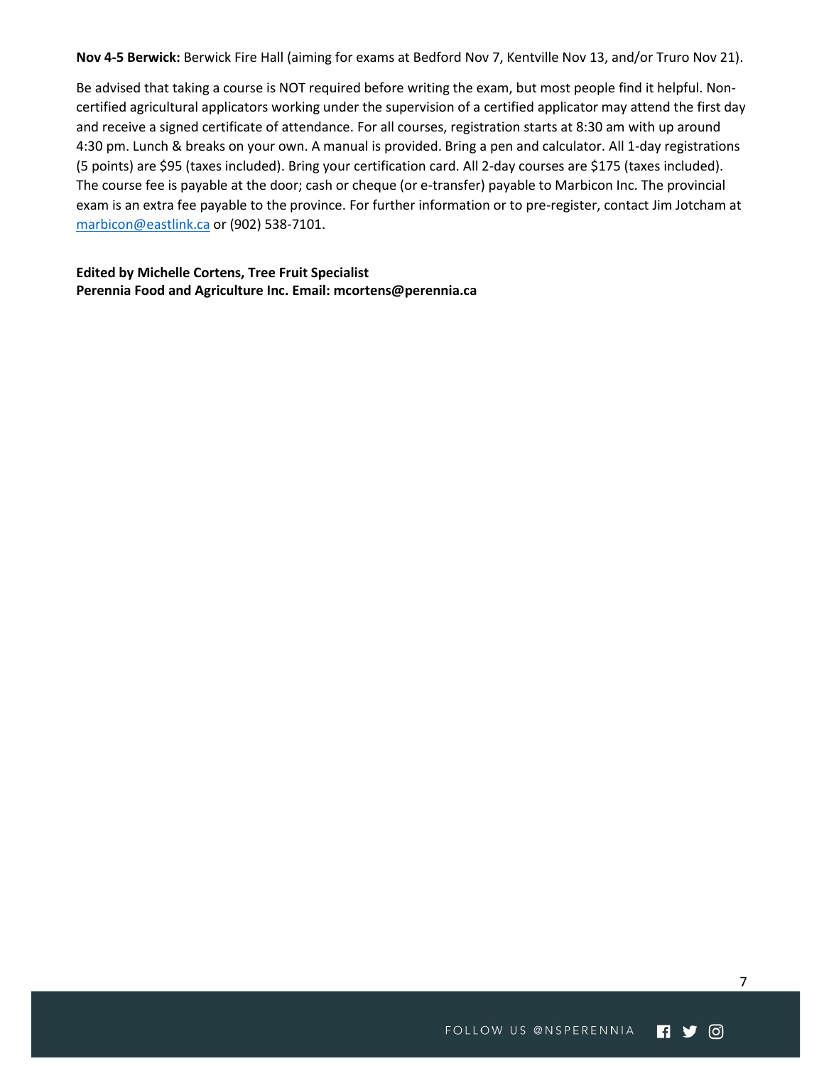**Nov 4-5 Berwick:** Berwick Fire Hall (aiming for exams at Bedford Nov 7, Kentville Nov 13, and/or Truro Nov 21).

Be advised that taking a course is NOT required before writing the exam, but most people find it helpful. Non-certified agricultural applicators working under the supervision of a certified applicator may attend the first day and receive a signed certificate of attendance. For all courses, registration starts at 8:30 am with up around 4:30 pm. Lunch & breaks on your own. A manual is provided. Bring a pen and calculator. All 1-day registrations (5 points) are $95 (taxes included). Bring your certification card. All 2-day courses are $175 (taxes included). The course fee is payable at the door; cash or cheque (or e-transfer) payable to Marbicon Inc. The provincial exam is an extra fee payable to the province. For further information or to pre-register, contact Jim Jotcham at marbicon@eastlink.ca or (902) 538-7101.

**Edited by Michelle Cortens, Tree Fruit Specialist**
**Perennia Food and Agriculture Inc. Email: mcortens@perennia.ca**